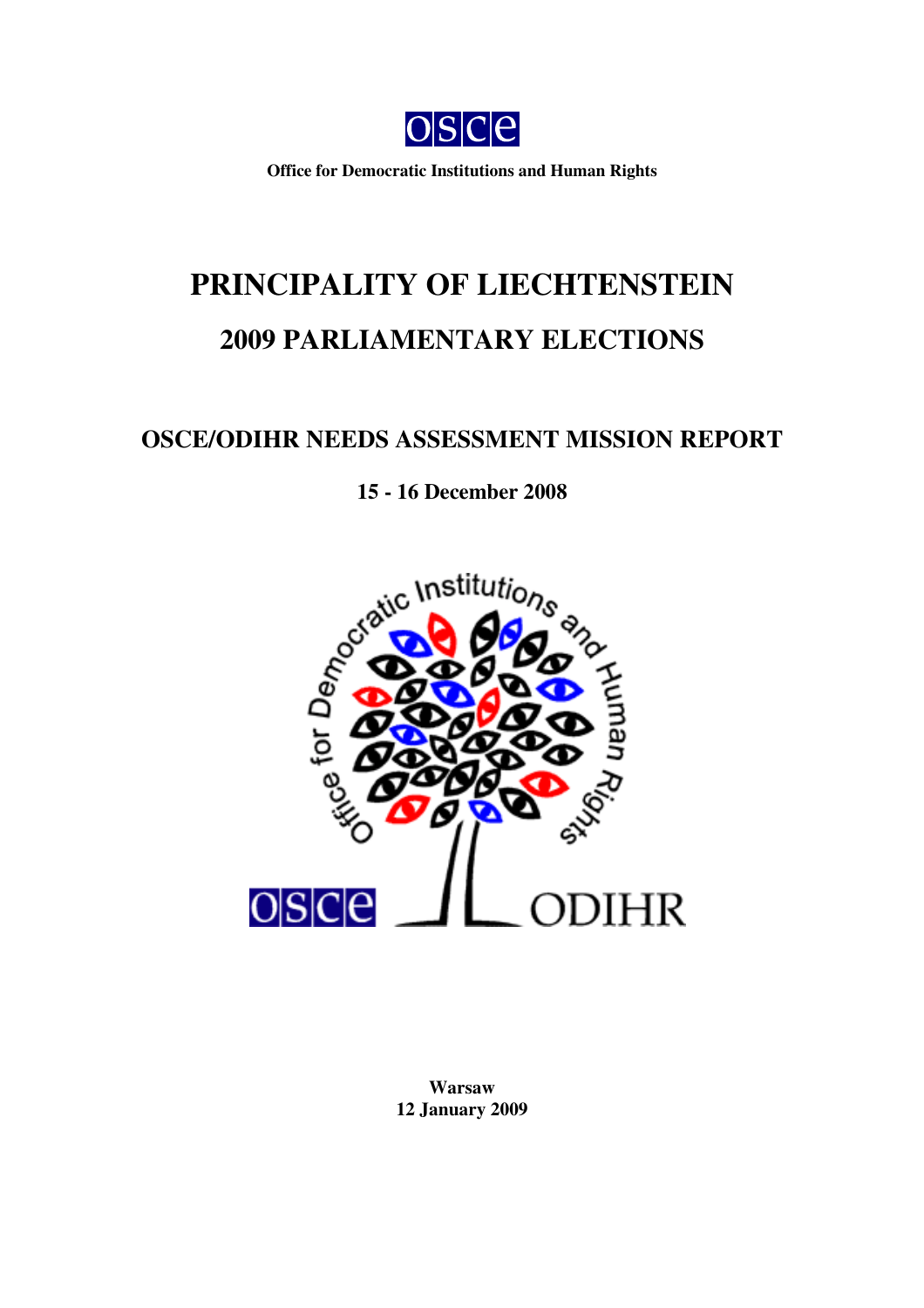**Office for Democratic Institutions and Human Rights**

# PRINCIPALITY OF LIECHTENSTEIN

## 2009 PARLIAMENTARY ELECTIONS

## OSCE/ODIHR NEEDS ASSESSMENT MISSION REPORT

**15 - 16 December 2008**

**Warsaw**
**12 January 2009**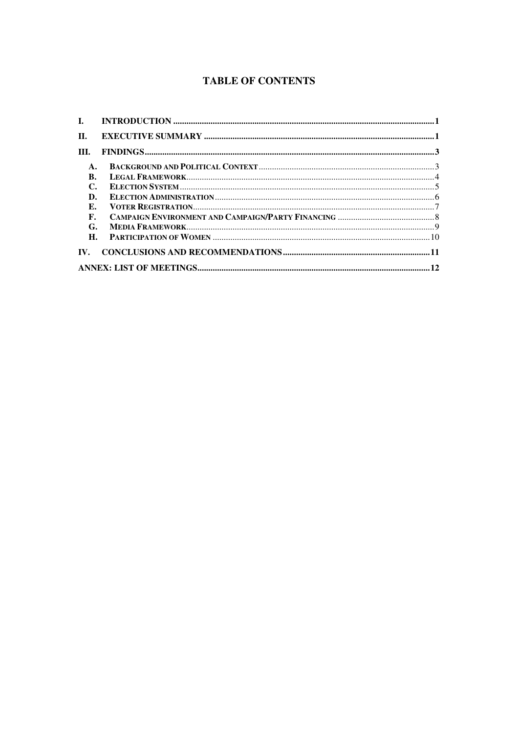## TABLE OF CONTENTS

I. INTRODUCTION ..... 1

II. EXECUTIVE SUMMARY ..... 1

III. FINDINGS ..... 3

- A. BACKGROUND AND POLITICAL CONTEXT ..... 3
- B. LEGAL FRAMEWORK ..... 4
- C. ELECTION SYSTEM ..... 5
- D. ELECTION ADMINISTRATION ..... 6
- E. VOTER REGISTRATION ..... 7
- F. CAMPAIGN ENVIRONMENT AND CAMPAIGN/PARTY FINANCING ..... 8
- G. MEDIA FRAMEWORK ..... 9
- H. PARTICIPATION OF WOMEN ..... 10

IV. CONCLUSIONS AND RECOMMENDATIONS ..... 11

ANNEX: LIST OF MEETINGS ..... 12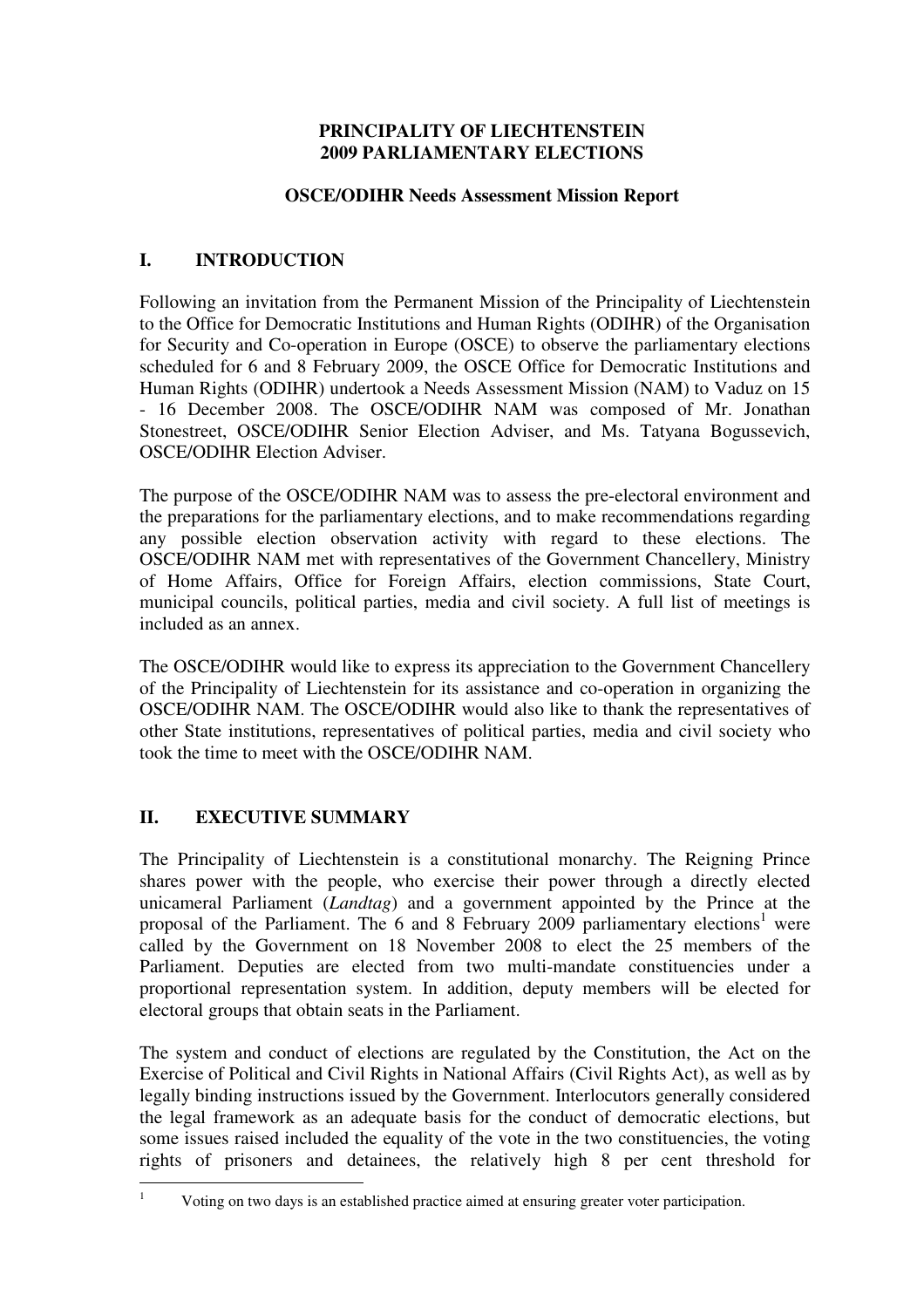**PRINCIPALITY OF LIECHTENSTEIN**
**2009 PARLIAMENTARY ELECTIONS**

**OSCE/ODIHR Needs Assessment Mission Report**

## I. INTRODUCTION

Following an invitation from the Permanent Mission of the Principality of Liechtenstein to the Office for Democratic Institutions and Human Rights (ODIHR) of the Organisation for Security and Co-operation in Europe (OSCE) to observe the parliamentary elections scheduled for 6 and 8 February 2009, the OSCE Office for Democratic Institutions and Human Rights (ODIHR) undertook a Needs Assessment Mission (NAM) to Vaduz on 15 - 16 December 2008. The OSCE/ODIHR NAM was composed of Mr. Jonathan Stonestreet, OSCE/ODIHR Senior Election Adviser, and Ms. Tatyana Bogussevich, OSCE/ODIHR Election Adviser.

The purpose of the OSCE/ODIHR NAM was to assess the pre-electoral environment and the preparations for the parliamentary elections, and to make recommendations regarding any possible election observation activity with regard to these elections. The OSCE/ODIHR NAM met with representatives of the Government Chancellery, Ministry of Home Affairs, Office for Foreign Affairs, election commissions, State Court, municipal councils, political parties, media and civil society. A full list of meetings is included as an annex.

The OSCE/ODIHR would like to express its appreciation to the Government Chancellery of the Principality of Liechtenstein for its assistance and co-operation in organizing the OSCE/ODIHR NAM. The OSCE/ODIHR would also like to thank the representatives of other State institutions, representatives of political parties, media and civil society who took the time to meet with the OSCE/ODIHR NAM.

## II. EXECUTIVE SUMMARY

The Principality of Liechtenstein is a constitutional monarchy. The Reigning Prince shares power with the people, who exercise their power through a directly elected unicameral Parliament (*Landtag*) and a government appointed by the Prince at the proposal of the Parliament. The 6 and 8 February 2009 parliamentary elections[1] were called by the Government on 18 November 2008 to elect the 25 members of the Parliament. Deputies are elected from two multi-mandate constituencies under a proportional representation system. In addition, deputy members will be elected for electoral groups that obtain seats in the Parliament.

The system and conduct of elections are regulated by the Constitution, the Act on the Exercise of Political and Civil Rights in National Affairs (Civil Rights Act), as well as by legally binding instructions issued by the Government. Interlocutors generally considered the legal framework as an adequate basis for the conduct of democratic elections, but some issues raised included the equality of the vote in the two constituencies, the voting rights of prisoners and detainees, the relatively high 8 per cent threshold for

[1] Voting on two days is an established practice aimed at ensuring greater voter participation.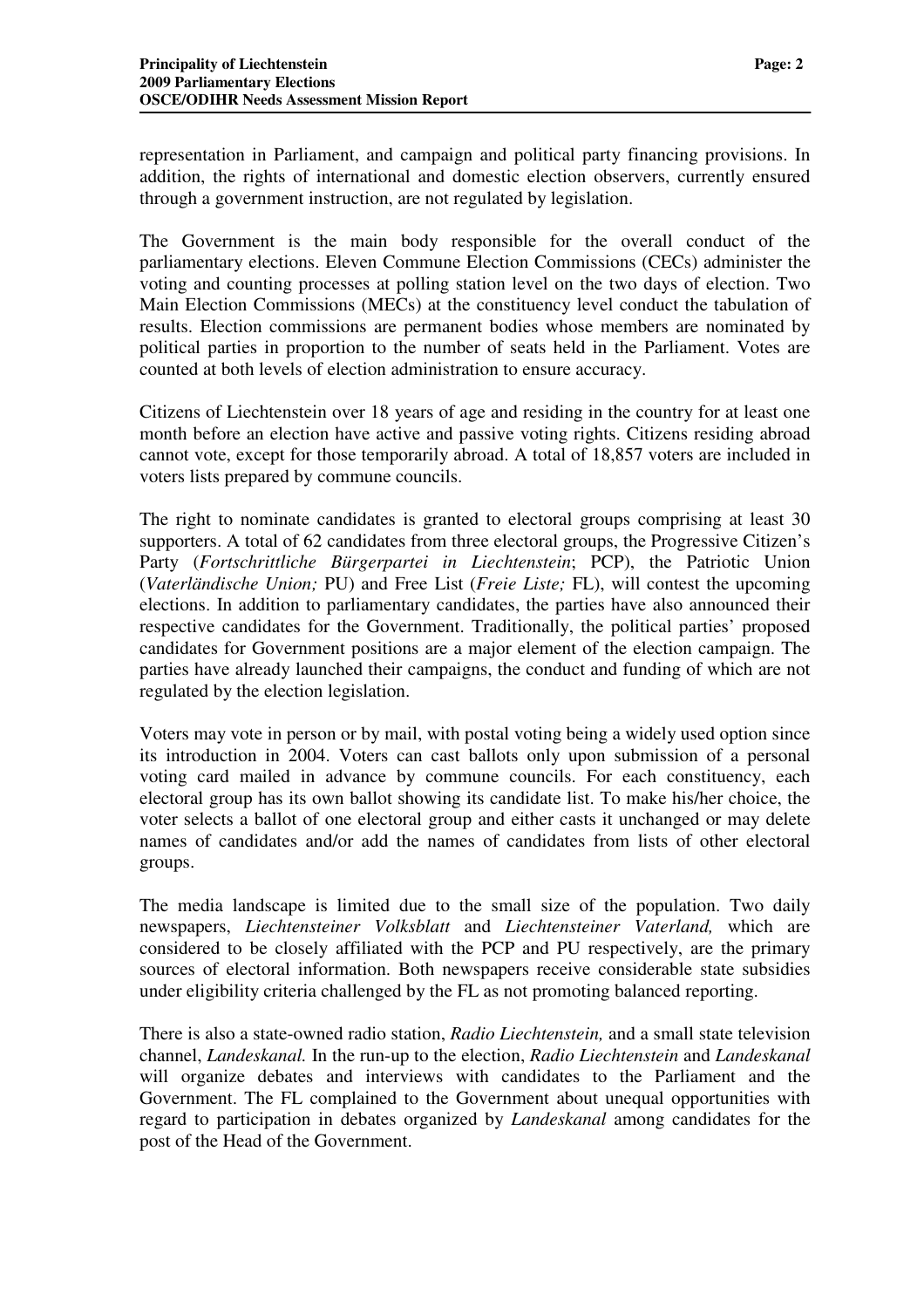representation in Parliament, and campaign and political party financing provisions. In addition, the rights of international and domestic election observers, currently ensured through a government instruction, are not regulated by legislation.

The Government is the main body responsible for the overall conduct of the parliamentary elections. Eleven Commune Election Commissions (CECs) administer the voting and counting processes at polling station level on the two days of election. Two Main Election Commissions (MECs) at the constituency level conduct the tabulation of results. Election commissions are permanent bodies whose members are nominated by political parties in proportion to the number of seats held in the Parliament. Votes are counted at both levels of election administration to ensure accuracy.

Citizens of Liechtenstein over 18 years of age and residing in the country for at least one month before an election have active and passive voting rights. Citizens residing abroad cannot vote, except for those temporarily abroad. A total of 18,857 voters are included in voters lists prepared by commune councils.

The right to nominate candidates is granted to electoral groups comprising at least 30 supporters. A total of 62 candidates from three electoral groups, the Progressive Citizen's Party (*Fortschrittliche Bürgerpartei in Liechtenstein*; PCP), the Patriotic Union (*Vaterländische Union;* PU) and Free List (*Freie Liste;* FL), will contest the upcoming elections. In addition to parliamentary candidates, the parties have also announced their respective candidates for the Government. Traditionally, the political parties' proposed candidates for Government positions are a major element of the election campaign. The parties have already launched their campaigns, the conduct and funding of which are not regulated by the election legislation.

Voters may vote in person or by mail, with postal voting being a widely used option since its introduction in 2004. Voters can cast ballots only upon submission of a personal voting card mailed in advance by commune councils. For each constituency, each electoral group has its own ballot showing its candidate list. To make his/her choice, the voter selects a ballot of one electoral group and either casts it unchanged or may delete names of candidates and/or add the names of candidates from lists of other electoral groups.

The media landscape is limited due to the small size of the population. Two daily newspapers, *Liechtensteiner Volksblatt* and *Liechtensteiner Vaterland,* which are considered to be closely affiliated with the PCP and PU respectively, are the primary sources of electoral information. Both newspapers receive considerable state subsidies under eligibility criteria challenged by the FL as not promoting balanced reporting.

There is also a state-owned radio station, *Radio Liechtenstein,* and a small state television channel, *Landeskanal.* In the run-up to the election, *Radio Liechtenstein* and *Landeskanal* will organize debates and interviews with candidates to the Parliament and the Government. The FL complained to the Government about unequal opportunities with regard to participation in debates organized by *Landeskanal* among candidates for the post of the Head of the Government.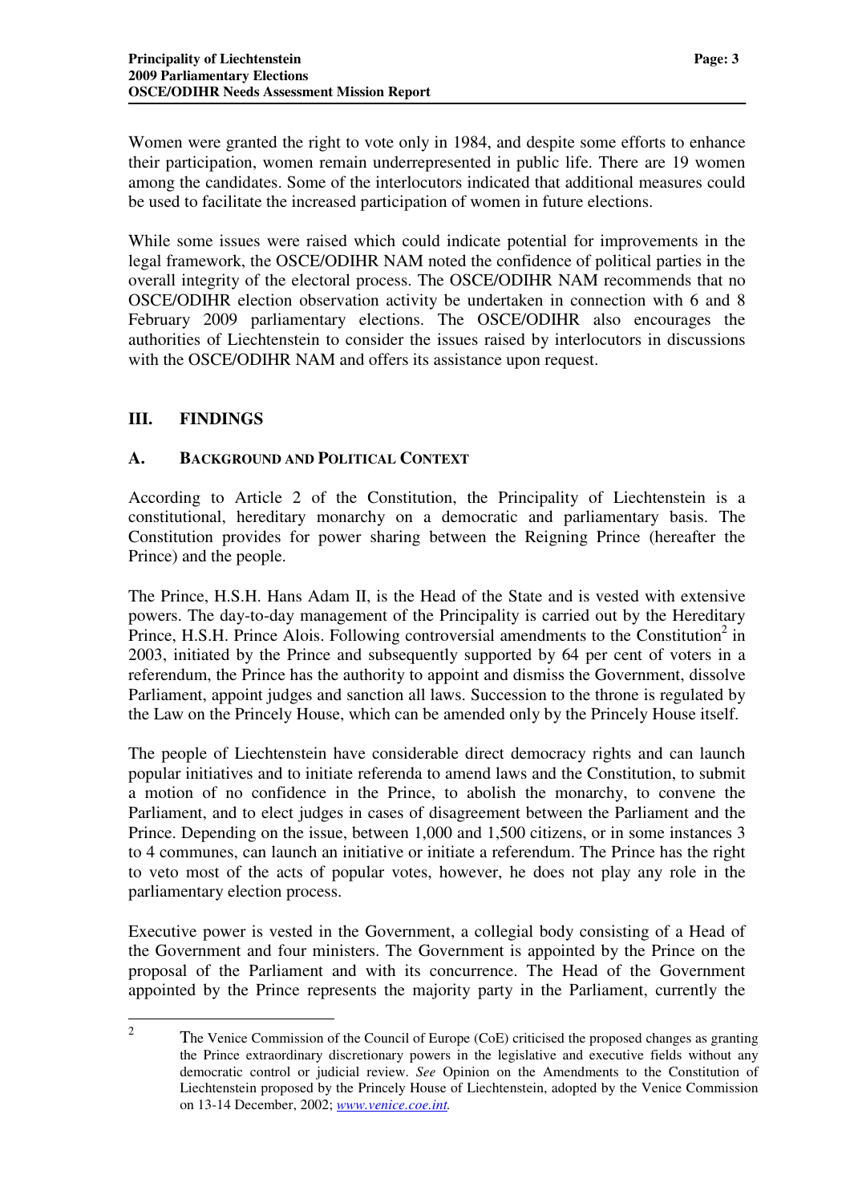Women were granted the right to vote only in 1984, and despite some efforts to enhance their participation, women remain underrepresented in public life. There are 19 women among the candidates. Some of the interlocutors indicated that additional measures could be used to facilitate the increased participation of women in future elections.

While some issues were raised which could indicate potential for improvements in the legal framework, the OSCE/ODIHR NAM noted the confidence of political parties in the overall integrity of the electoral process. The OSCE/ODIHR NAM recommends that no OSCE/ODIHR election observation activity be undertaken in connection with 6 and 8 February 2009 parliamentary elections. The OSCE/ODIHR also encourages the authorities of Liechtenstein to consider the issues raised by interlocutors in discussions with the OSCE/ODIHR NAM and offers its assistance upon request.

## III. FINDINGS

### A. BACKGROUND AND POLITICAL CONTEXT

According to Article 2 of the Constitution, the Principality of Liechtenstein is a constitutional, hereditary monarchy on a democratic and parliamentary basis. The Constitution provides for power sharing between the Reigning Prince (hereafter the Prince) and the people.

The Prince, H.S.H. Hans Adam II, is the Head of the State and is vested with extensive powers. The day-to-day management of the Principality is carried out by the Hereditary Prince, H.S.H. Prince Alois. Following controversial amendments to the Constitution[2] in 2003, initiated by the Prince and subsequently supported by 64 per cent of voters in a referendum, the Prince has the authority to appoint and dismiss the Government, dissolve Parliament, appoint judges and sanction all laws. Succession to the throne is regulated by the Law on the Princely House, which can be amended only by the Princely House itself.

The people of Liechtenstein have considerable direct democracy rights and can launch popular initiatives and to initiate referenda to amend laws and the Constitution, to submit a motion of no confidence in the Prince, to abolish the monarchy, to convene the Parliament, and to elect judges in cases of disagreement between the Parliament and the Prince. Depending on the issue, between 1,000 and 1,500 citizens, or in some instances 3 to 4 communes, can launch an initiative or initiate a referendum. The Prince has the right to veto most of the acts of popular votes, however, he does not play any role in the parliamentary election process.

Executive power is vested in the Government, a collegial body consisting of a Head of the Government and four ministers. The Government is appointed by the Prince on the proposal of the Parliament and with its concurrence. The Head of the Government appointed by the Prince represents the majority party in the Parliament, currently the

---

[2] The Venice Commission of the Council of Europe (CoE) criticised the proposed changes as granting the Prince extraordinary discretionary powers in the legislative and executive fields without any democratic control or judicial review. *See* Opinion on the Amendments to the Constitution of Liechtenstein proposed by the Princely House of Liechtenstein, adopted by the Venice Commission on 13-14 December, 2002; *www.venice.coe.int.*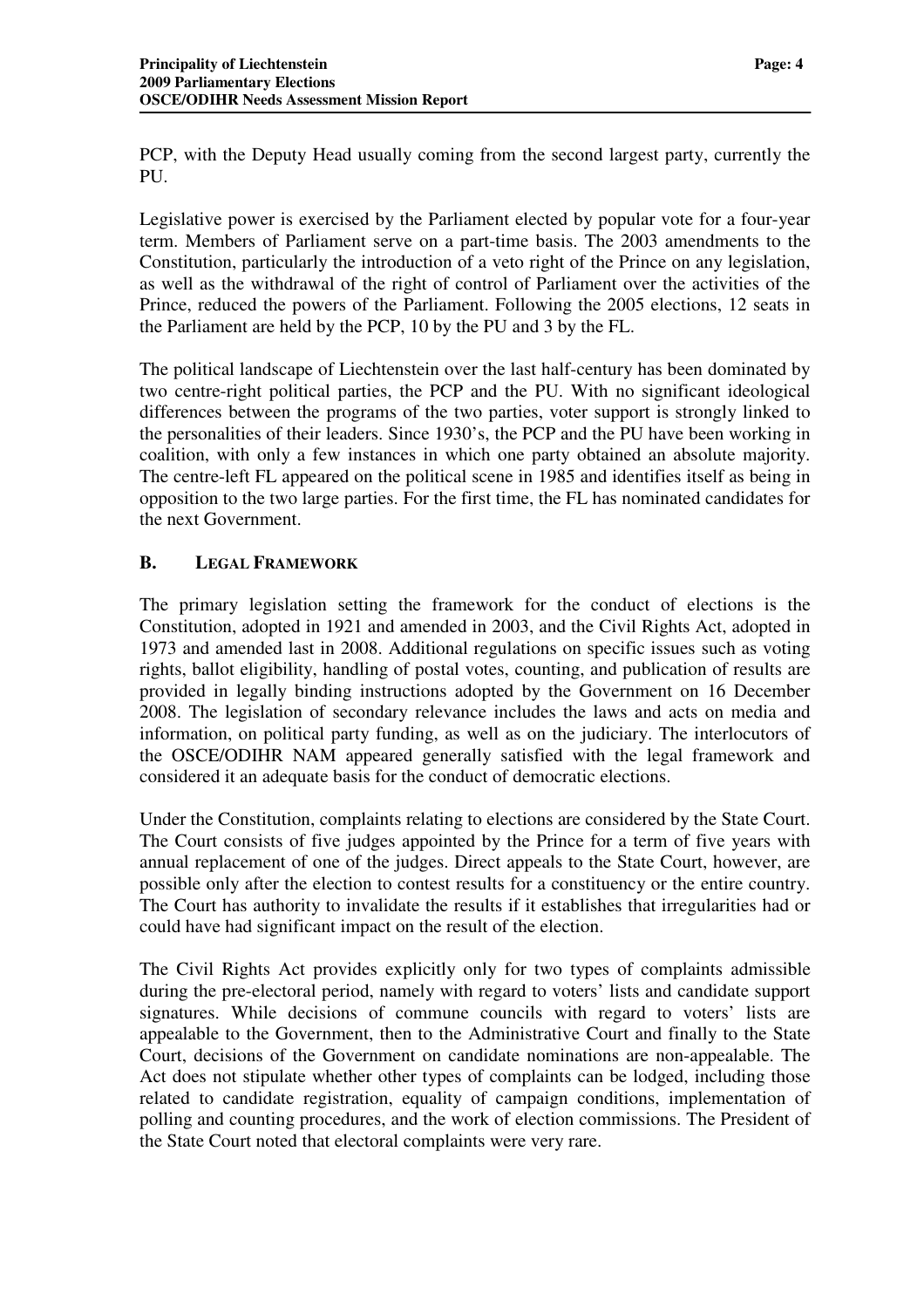PCP, with the Deputy Head usually coming from the second largest party, currently the PU.

Legislative power is exercised by the Parliament elected by popular vote for a four-year term. Members of Parliament serve on a part-time basis. The 2003 amendments to the Constitution, particularly the introduction of a veto right of the Prince on any legislation, as well as the withdrawal of the right of control of Parliament over the activities of the Prince, reduced the powers of the Parliament. Following the 2005 elections, 12 seats in the Parliament are held by the PCP, 10 by the PU and 3 by the FL.

The political landscape of Liechtenstein over the last half-century has been dominated by two centre-right political parties, the PCP and the PU. With no significant ideological differences between the programs of the two parties, voter support is strongly linked to the personalities of their leaders. Since 1930's, the PCP and the PU have been working in coalition, with only a few instances in which one party obtained an absolute majority. The centre-left FL appeared on the political scene in 1985 and identifies itself as being in opposition to the two large parties. For the first time, the FL has nominated candidates for the next Government.

## B. LEGAL FRAMEWORK

The primary legislation setting the framework for the conduct of elections is the Constitution, adopted in 1921 and amended in 2003, and the Civil Rights Act, adopted in 1973 and amended last in 2008. Additional regulations on specific issues such as voting rights, ballot eligibility, handling of postal votes, counting, and publication of results are provided in legally binding instructions adopted by the Government on 16 December 2008. The legislation of secondary relevance includes the laws and acts on media and information, on political party funding, as well as on the judiciary. The interlocutors of the OSCE/ODIHR NAM appeared generally satisfied with the legal framework and considered it an adequate basis for the conduct of democratic elections.

Under the Constitution, complaints relating to elections are considered by the State Court. The Court consists of five judges appointed by the Prince for a term of five years with annual replacement of one of the judges. Direct appeals to the State Court, however, are possible only after the election to contest results for a constituency or the entire country. The Court has authority to invalidate the results if it establishes that irregularities had or could have had significant impact on the result of the election.

The Civil Rights Act provides explicitly only for two types of complaints admissible during the pre-electoral period, namely with regard to voters' lists and candidate support signatures. While decisions of commune councils with regard to voters' lists are appealable to the Government, then to the Administrative Court and finally to the State Court, decisions of the Government on candidate nominations are non-appealable. The Act does not stipulate whether other types of complaints can be lodged, including those related to candidate registration, equality of campaign conditions, implementation of polling and counting procedures, and the work of election commissions. The President of the State Court noted that electoral complaints were very rare.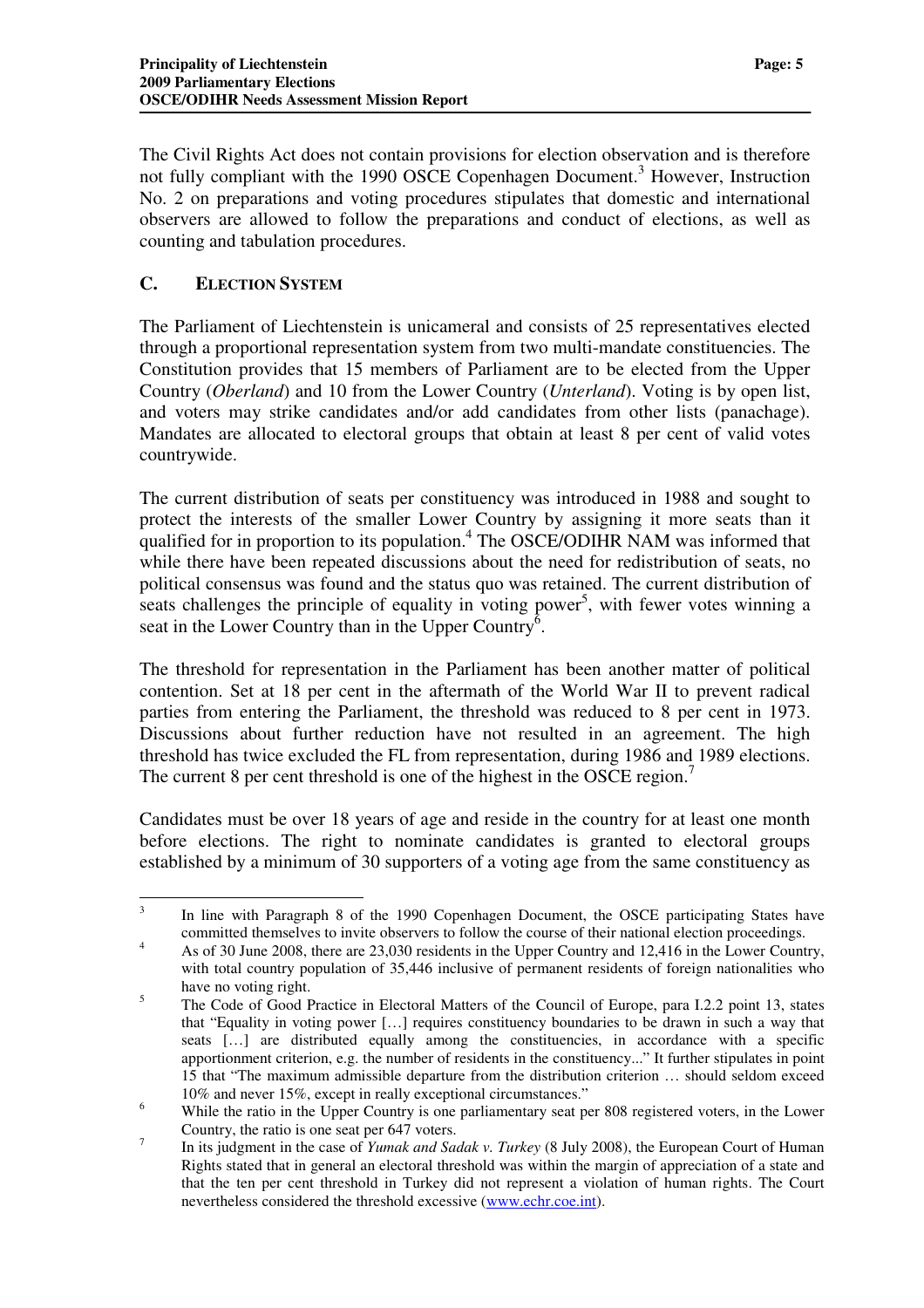The Civil Rights Act does not contain provisions for election observation and is therefore not fully compliant with the 1990 OSCE Copenhagen Document.[3] However, Instruction No. 2 on preparations and voting procedures stipulates that domestic and international observers are allowed to follow the preparations and conduct of elections, as well as counting and tabulation procedures.

## C. ELECTION SYSTEM

The Parliament of Liechtenstein is unicameral and consists of 25 representatives elected through a proportional representation system from two multi-mandate constituencies. The Constitution provides that 15 members of Parliament are to be elected from the Upper Country (*Oberland*) and 10 from the Lower Country (*Unterland*). Voting is by open list, and voters may strike candidates and/or add candidates from other lists (panachage). Mandates are allocated to electoral groups that obtain at least 8 per cent of valid votes countrywide.

The current distribution of seats per constituency was introduced in 1988 and sought to protect the interests of the smaller Lower Country by assigning it more seats than it qualified for in proportion to its population.[4] The OSCE/ODIHR NAM was informed that while there have been repeated discussions about the need for redistribution of seats, no political consensus was found and the status quo was retained. The current distribution of seats challenges the principle of equality in voting power[5], with fewer votes winning a seat in the Lower Country than in the Upper Country[6].

The threshold for representation in the Parliament has been another matter of political contention. Set at 18 per cent in the aftermath of the World War II to prevent radical parties from entering the Parliament, the threshold was reduced to 8 per cent in 1973. Discussions about further reduction have not resulted in an agreement. The high threshold has twice excluded the FL from representation, during 1986 and 1989 elections. The current 8 per cent threshold is one of the highest in the OSCE region.[7]

Candidates must be over 18 years of age and reside in the country for at least one month before elections. The right to nominate candidates is granted to electoral groups established by a minimum of 30 supporters of a voting age from the same constituency as

---

[3] In line with Paragraph 8 of the 1990 Copenhagen Document, the OSCE participating States have committed themselves to invite observers to follow the course of their national election proceedings.

[4] As of 30 June 2008, there are 23,030 residents in the Upper Country and 12,416 in the Lower Country, with total country population of 35,446 inclusive of permanent residents of foreign nationalities who have no voting right.

[5] The Code of Good Practice in Electoral Matters of the Council of Europe, para I.2.2 point 13, states that "Equality in voting power […] requires constituency boundaries to be drawn in such a way that seats […] are distributed equally among the constituencies, in accordance with a specific apportionment criterion, e.g. the number of residents in the constituency..." It further stipulates in point 15 that "The maximum admissible departure from the distribution criterion … should seldom exceed 10% and never 15%, except in really exceptional circumstances."

[6] While the ratio in the Upper Country is one parliamentary seat per 808 registered voters, in the Lower Country, the ratio is one seat per 647 voters.

[7] In its judgment in the case of *Yumak and Sadak v. Turkey* (8 July 2008), the European Court of Human Rights stated that in general an electoral threshold was within the margin of appreciation of a state and that the ten per cent threshold in Turkey did not represent a violation of human rights. The Court nevertheless considered the threshold excessive (www.echr.coe.int).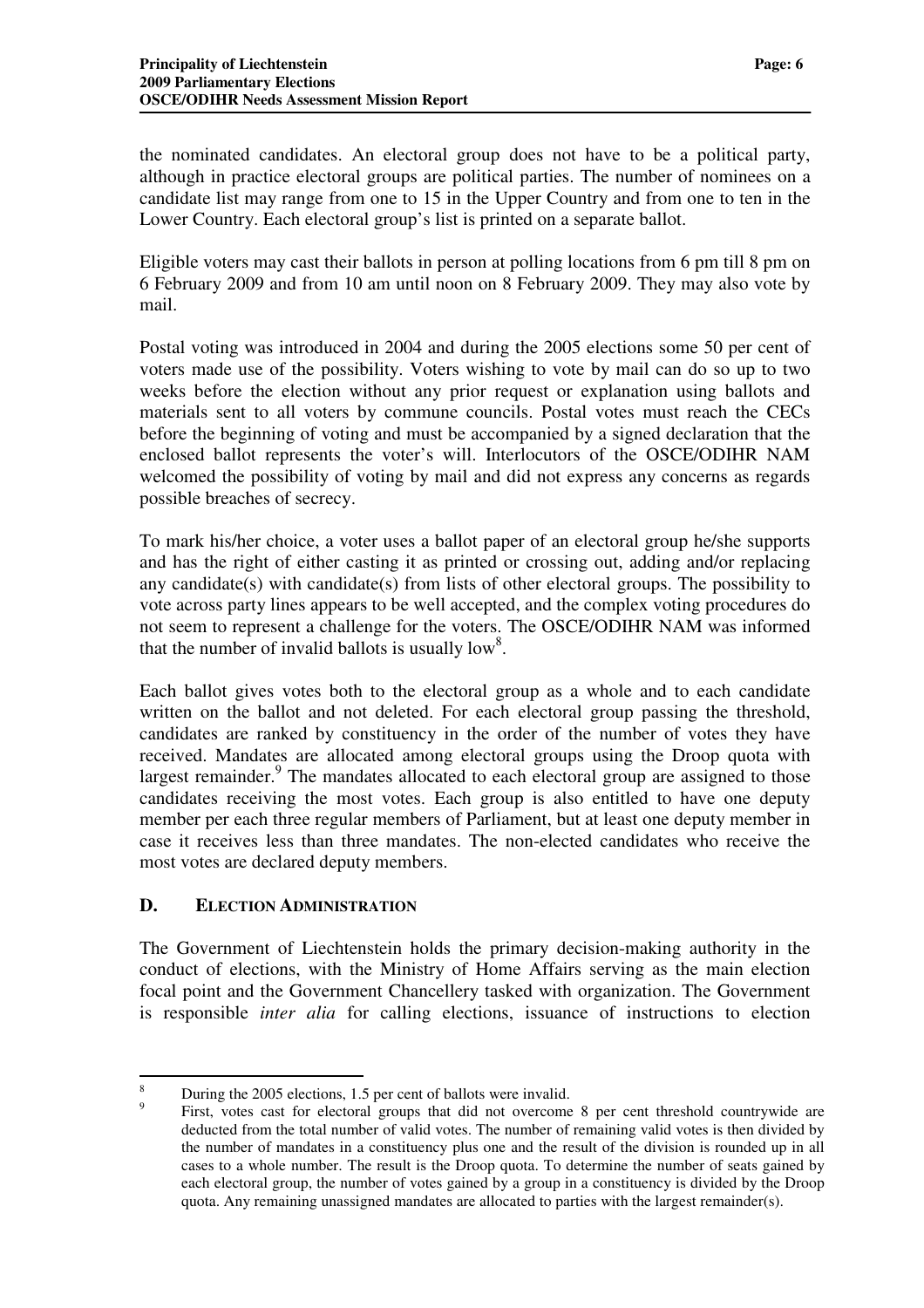the nominated candidates. An electoral group does not have to be a political party, although in practice electoral groups are political parties. The number of nominees on a candidate list may range from one to 15 in the Upper Country and from one to ten in the Lower Country. Each electoral group's list is printed on a separate ballot.

Eligible voters may cast their ballots in person at polling locations from 6 pm till 8 pm on 6 February 2009 and from 10 am until noon on 8 February 2009. They may also vote by mail.

Postal voting was introduced in 2004 and during the 2005 elections some 50 per cent of voters made use of the possibility. Voters wishing to vote by mail can do so up to two weeks before the election without any prior request or explanation using ballots and materials sent to all voters by commune councils. Postal votes must reach the CECs before the beginning of voting and must be accompanied by a signed declaration that the enclosed ballot represents the voter's will. Interlocutors of the OSCE/ODIHR NAM welcomed the possibility of voting by mail and did not express any concerns as regards possible breaches of secrecy.

To mark his/her choice, a voter uses a ballot paper of an electoral group he/she supports and has the right of either casting it as printed or crossing out, adding and/or replacing any candidate(s) with candidate(s) from lists of other electoral groups. The possibility to vote across party lines appears to be well accepted, and the complex voting procedures do not seem to represent a challenge for the voters. The OSCE/ODIHR NAM was informed that the number of invalid ballots is usually low[8].

Each ballot gives votes both to the electoral group as a whole and to each candidate written on the ballot and not deleted. For each electoral group passing the threshold, candidates are ranked by constituency in the order of the number of votes they have received. Mandates are allocated among electoral groups using the Droop quota with largest remainder.[9] The mandates allocated to each electoral group are assigned to those candidates receiving the most votes. Each group is also entitled to have one deputy member per each three regular members of Parliament, but at least one deputy member in case it receives less than three mandates. The non-elected candidates who receive the most votes are declared deputy members.

## D. ELECTION ADMINISTRATION

The Government of Liechtenstein holds the primary decision-making authority in the conduct of elections, with the Ministry of Home Affairs serving as the main election focal point and the Government Chancellery tasked with organization. The Government is responsible *inter alia* for calling elections, issuance of instructions to election

---

[8] During the 2005 elections, 1.5 per cent of ballots were invalid.

[9] First, votes cast for electoral groups that did not overcome 8 per cent threshold countrywide are deducted from the total number of valid votes. The number of remaining valid votes is then divided by the number of mandates in a constituency plus one and the result of the division is rounded up in all cases to a whole number. The result is the Droop quota. To determine the number of seats gained by each electoral group, the number of votes gained by a group in a constituency is divided by the Droop quota. Any remaining unassigned mandates are allocated to parties with the largest remainder(s).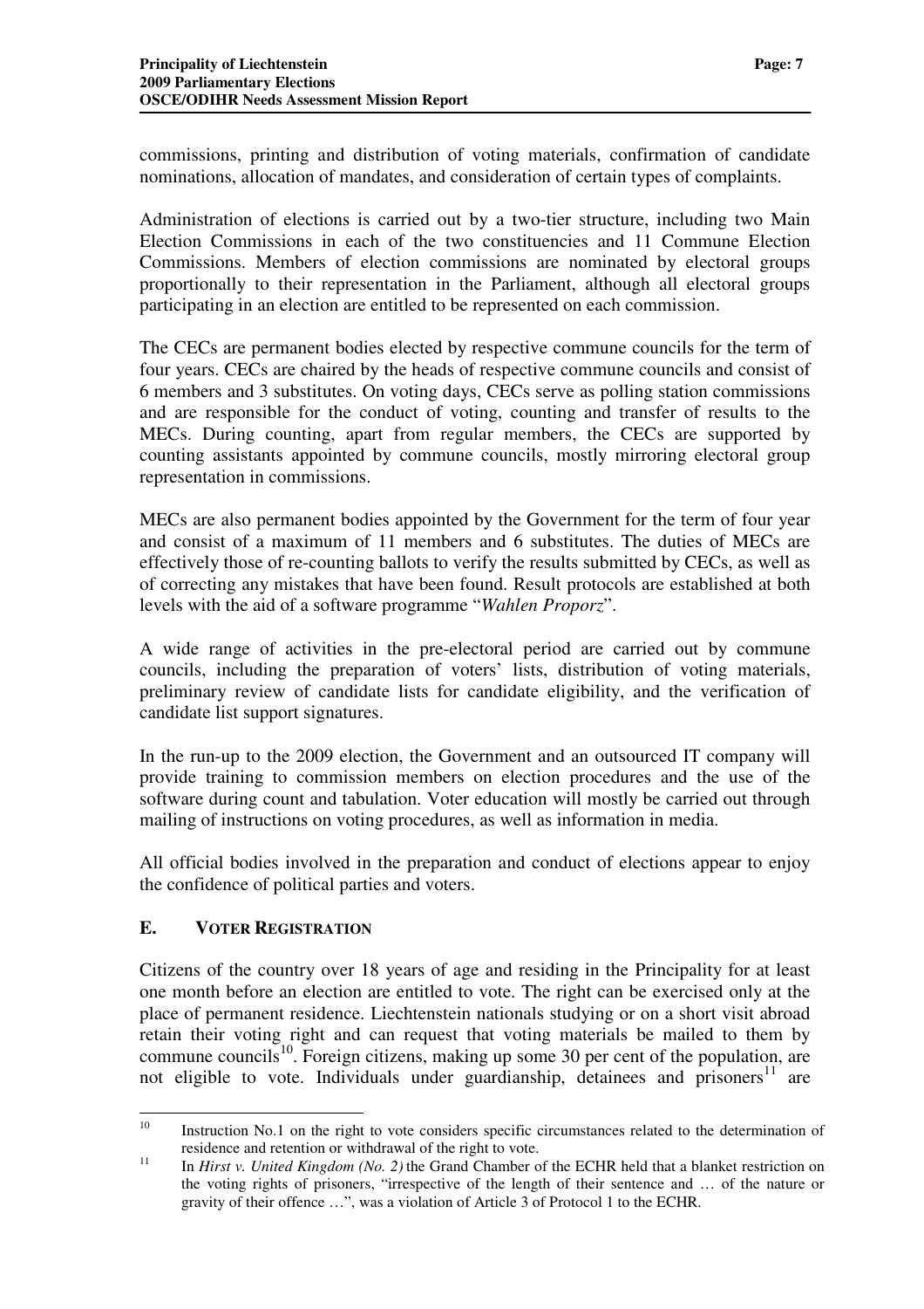commissions, printing and distribution of voting materials, confirmation of candidate nominations, allocation of mandates, and consideration of certain types of complaints.

Administration of elections is carried out by a two-tier structure, including two Main Election Commissions in each of the two constituencies and 11 Commune Election Commissions. Members of election commissions are nominated by electoral groups proportionally to their representation in the Parliament, although all electoral groups participating in an election are entitled to be represented on each commission.

The CECs are permanent bodies elected by respective commune councils for the term of four years. CECs are chaired by the heads of respective commune councils and consist of 6 members and 3 substitutes. On voting days, CECs serve as polling station commissions and are responsible for the conduct of voting, counting and transfer of results to the MECs. During counting, apart from regular members, the CECs are supported by counting assistants appointed by commune councils, mostly mirroring electoral group representation in commissions.

MECs are also permanent bodies appointed by the Government for the term of four year and consist of a maximum of 11 members and 6 substitutes. The duties of MECs are effectively those of re-counting ballots to verify the results submitted by CECs, as well as of correcting any mistakes that have been found. Result protocols are established at both levels with the aid of a software programme "*Wahlen Proporz*".

A wide range of activities in the pre-electoral period are carried out by commune councils, including the preparation of voters' lists, distribution of voting materials, preliminary review of candidate lists for candidate eligibility, and the verification of candidate list support signatures.

In the run-up to the 2009 election, the Government and an outsourced IT company will provide training to commission members on election procedures and the use of the software during count and tabulation. Voter education will mostly be carried out through mailing of instructions on voting procedures, as well as information in media.

All official bodies involved in the preparation and conduct of elections appear to enjoy the confidence of political parties and voters.

## E. VOTER REGISTRATION

Citizens of the country over 18 years of age and residing in the Principality for at least one month before an election are entitled to vote. The right can be exercised only at the place of permanent residence. Liechtenstein nationals studying or on a short visit abroad retain their voting right and can request that voting materials be mailed to them by commune councils[10]. Foreign citizens, making up some 30 per cent of the population, are not eligible to vote. Individuals under guardianship, detainees and prisoners[11] are

---

[10] Instruction No.1 on the right to vote considers specific circumstances related to the determination of residence and retention or withdrawal of the right to vote.

[11] In *Hirst v. United Kingdom (No. 2)* the Grand Chamber of the ECHR held that a blanket restriction on the voting rights of prisoners, "irrespective of the length of their sentence and … of the nature or gravity of their offence …", was a violation of Article 3 of Protocol 1 to the ECHR.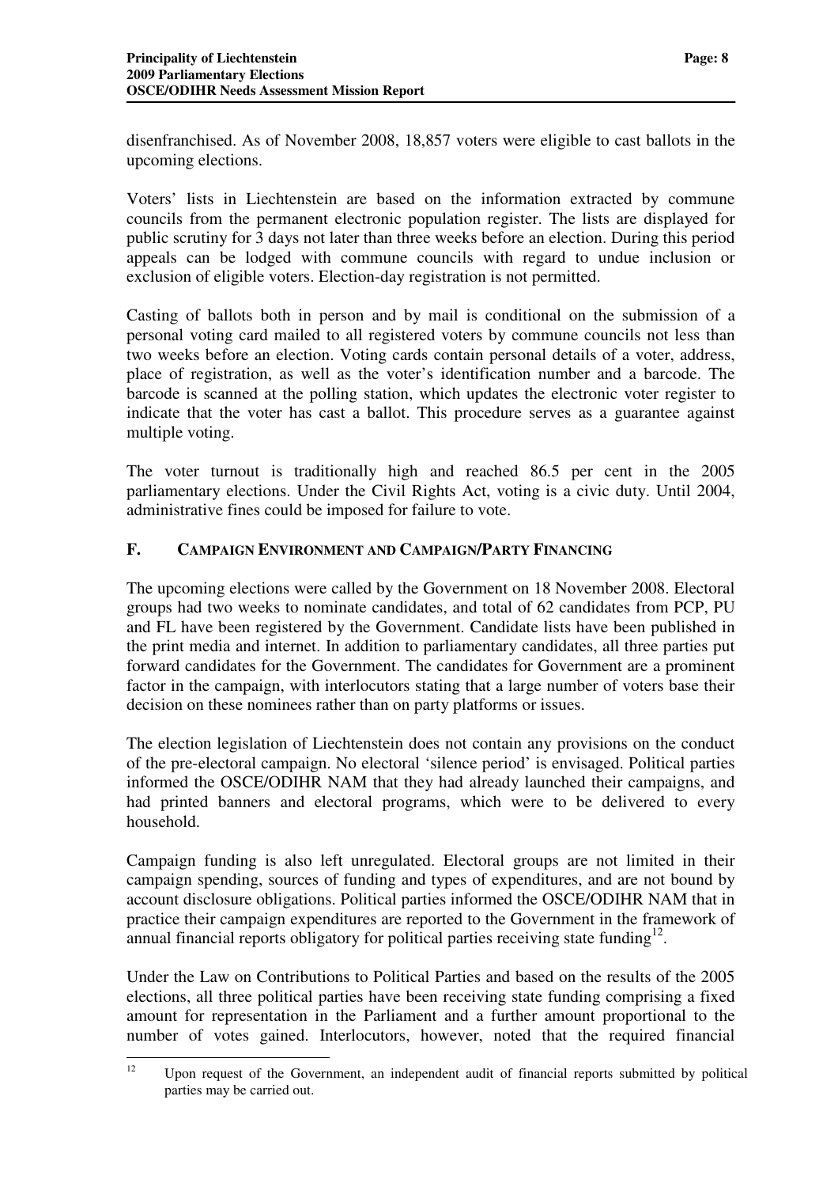disenfranchised. As of November 2008, 18,857 voters were eligible to cast ballots in the upcoming elections.

Voters' lists in Liechtenstein are based on the information extracted by commune councils from the permanent electronic population register. The lists are displayed for public scrutiny for 3 days not later than three weeks before an election. During this period appeals can be lodged with commune councils with regard to undue inclusion or exclusion of eligible voters. Election-day registration is not permitted.

Casting of ballots both in person and by mail is conditional on the submission of a personal voting card mailed to all registered voters by commune councils not less than two weeks before an election. Voting cards contain personal details of a voter, address, place of registration, as well as the voter's identification number and a barcode. The barcode is scanned at the polling station, which updates the electronic voter register to indicate that the voter has cast a ballot. This procedure serves as a guarantee against multiple voting.

The voter turnout is traditionally high and reached 86.5 per cent in the 2005 parliamentary elections. Under the Civil Rights Act, voting is a civic duty. Until 2004, administrative fines could be imposed for failure to vote.

## F. CAMPAIGN ENVIRONMENT AND CAMPAIGN/PARTY FINANCING

The upcoming elections were called by the Government on 18 November 2008. Electoral groups had two weeks to nominate candidates, and total of 62 candidates from PCP, PU and FL have been registered by the Government. Candidate lists have been published in the print media and internet. In addition to parliamentary candidates, all three parties put forward candidates for the Government. The candidates for Government are a prominent factor in the campaign, with interlocutors stating that a large number of voters base their decision on these nominees rather than on party platforms or issues.

The election legislation of Liechtenstein does not contain any provisions on the conduct of the pre-electoral campaign. No electoral 'silence period' is envisaged. Political parties informed the OSCE/ODIHR NAM that they had already launched their campaigns, and had printed banners and electoral programs, which were to be delivered to every household.

Campaign funding is also left unregulated. Electoral groups are not limited in their campaign spending, sources of funding and types of expenditures, and are not bound by account disclosure obligations. Political parties informed the OSCE/ODIHR NAM that in practice their campaign expenditures are reported to the Government in the framework of annual financial reports obligatory for political parties receiving state funding[12].

Under the Law on Contributions to Political Parties and based on the results of the 2005 elections, all three political parties have been receiving state funding comprising a fixed amount for representation in the Parliament and a further amount proportional to the number of votes gained. Interlocutors, however, noted that the required financial

[12] Upon request of the Government, an independent audit of financial reports submitted by political parties may be carried out.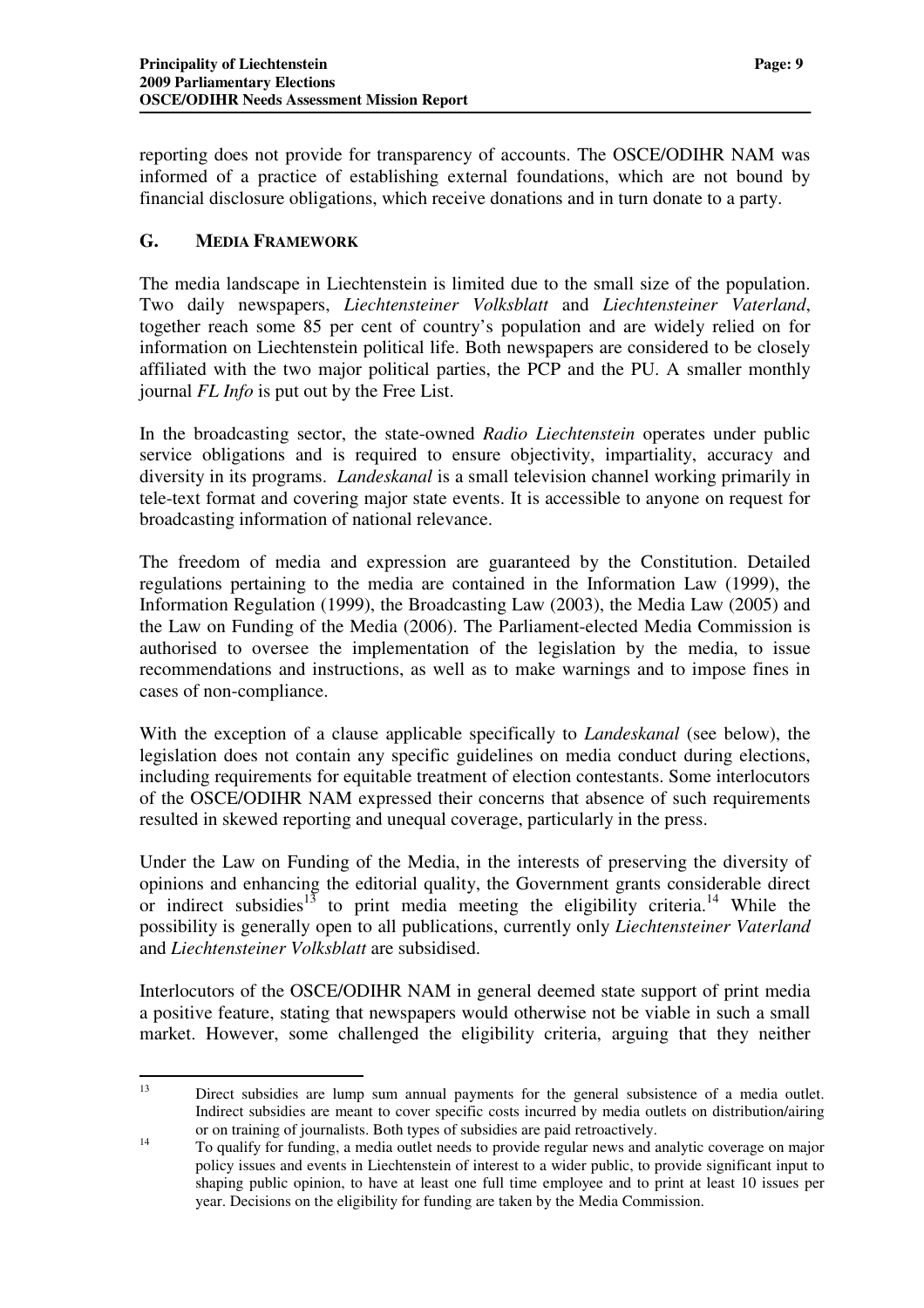reporting does not provide for transparency of accounts. The OSCE/ODIHR NAM was informed of a practice of establishing external foundations, which are not bound by financial disclosure obligations, which receive donations and in turn donate to a party.

## G. MEDIA FRAMEWORK

The media landscape in Liechtenstein is limited due to the small size of the population. Two daily newspapers, *Liechtensteiner Volksblatt* and *Liechtensteiner Vaterland*, together reach some 85 per cent of country's population and are widely relied on for information on Liechtenstein political life. Both newspapers are considered to be closely affiliated with the two major political parties, the PCP and the PU. A smaller monthly journal *FL Info* is put out by the Free List.

In the broadcasting sector, the state-owned *Radio Liechtenstein* operates under public service obligations and is required to ensure objectivity, impartiality, accuracy and diversity in its programs. *Landeskanal* is a small television channel working primarily in tele-text format and covering major state events. It is accessible to anyone on request for broadcasting information of national relevance.

The freedom of media and expression are guaranteed by the Constitution. Detailed regulations pertaining to the media are contained in the Information Law (1999), the Information Regulation (1999), the Broadcasting Law (2003), the Media Law (2005) and the Law on Funding of the Media (2006). The Parliament-elected Media Commission is authorised to oversee the implementation of the legislation by the media, to issue recommendations and instructions, as well as to make warnings and to impose fines in cases of non-compliance.

With the exception of a clause applicable specifically to *Landeskanal* (see below), the legislation does not contain any specific guidelines on media conduct during elections, including requirements for equitable treatment of election contestants. Some interlocutors of the OSCE/ODIHR NAM expressed their concerns that absence of such requirements resulted in skewed reporting and unequal coverage, particularly in the press.

Under the Law on Funding of the Media, in the interests of preserving the diversity of opinions and enhancing the editorial quality, the Government grants considerable direct or indirect subsidies[13] to print media meeting the eligibility criteria.[14] While the possibility is generally open to all publications, currently only *Liechtensteiner Vaterland* and *Liechtensteiner Volksblatt* are subsidised.

Interlocutors of the OSCE/ODIHR NAM in general deemed state support of print media a positive feature, stating that newspapers would otherwise not be viable in such a small market. However, some challenged the eligibility criteria, arguing that they neither

---

[13] Direct subsidies are lump sum annual payments for the general subsistence of a media outlet. Indirect subsidies are meant to cover specific costs incurred by media outlets on distribution/airing or on training of journalists. Both types of subsidies are paid retroactively.

[14] To qualify for funding, a media outlet needs to provide regular news and analytic coverage on major policy issues and events in Liechtenstein of interest to a wider public, to provide significant input to shaping public opinion, to have at least one full time employee and to print at least 10 issues per year. Decisions on the eligibility for funding are taken by the Media Commission.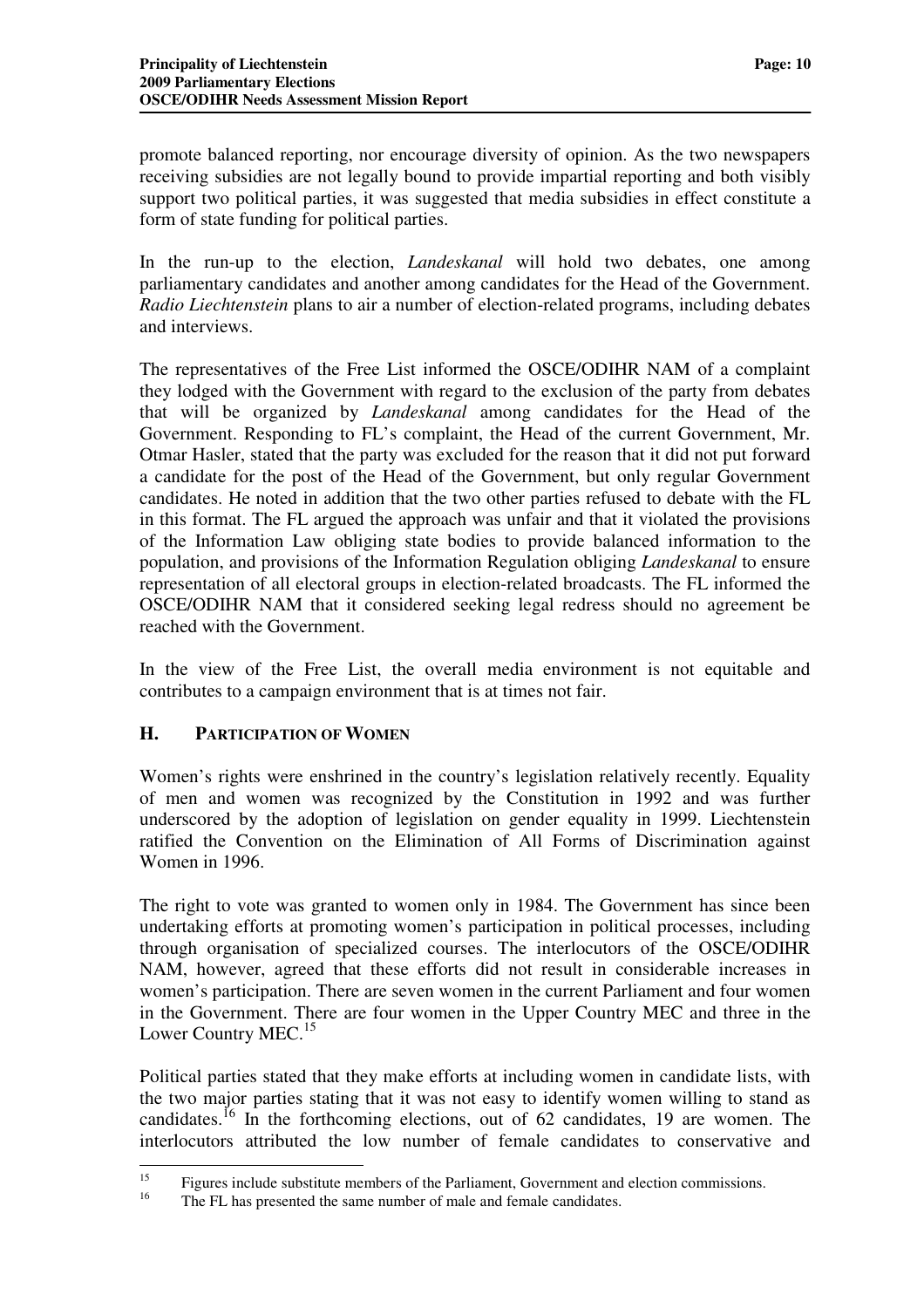promote balanced reporting, nor encourage diversity of opinion. As the two newspapers receiving subsidies are not legally bound to provide impartial reporting and both visibly support two political parties, it was suggested that media subsidies in effect constitute a form of state funding for political parties.

In the run-up to the election, *Landeskanal* will hold two debates, one among parliamentary candidates and another among candidates for the Head of the Government. *Radio Liechtenstein* plans to air a number of election-related programs, including debates and interviews.

The representatives of the Free List informed the OSCE/ODIHR NAM of a complaint they lodged with the Government with regard to the exclusion of the party from debates that will be organized by *Landeskanal* among candidates for the Head of the Government. Responding to FL's complaint, the Head of the current Government, Mr. Otmar Hasler, stated that the party was excluded for the reason that it did not put forward a candidate for the post of the Head of the Government, but only regular Government candidates. He noted in addition that the two other parties refused to debate with the FL in this format. The FL argued the approach was unfair and that it violated the provisions of the Information Law obliging state bodies to provide balanced information to the population, and provisions of the Information Regulation obliging *Landeskanal* to ensure representation of all electoral groups in election-related broadcasts. The FL informed the OSCE/ODIHR NAM that it considered seeking legal redress should no agreement be reached with the Government.

In the view of the Free List, the overall media environment is not equitable and contributes to a campaign environment that is at times not fair.

## H. PARTICIPATION OF WOMEN

Women's rights were enshrined in the country's legislation relatively recently. Equality of men and women was recognized by the Constitution in 1992 and was further underscored by the adoption of legislation on gender equality in 1999. Liechtenstein ratified the Convention on the Elimination of All Forms of Discrimination against Women in 1996.

The right to vote was granted to women only in 1984. The Government has since been undertaking efforts at promoting women's participation in political processes, including through organisation of specialized courses. The interlocutors of the OSCE/ODIHR NAM, however, agreed that these efforts did not result in considerable increases in women's participation. There are seven women in the current Parliament and four women in the Government. There are four women in the Upper Country MEC and three in the Lower Country MEC.[15]

Political parties stated that they make efforts at including women in candidate lists, with the two major parties stating that it was not easy to identify women willing to stand as candidates.[16] In the forthcoming elections, out of 62 candidates, 19 are women. The interlocutors attributed the low number of female candidates to conservative and

---

[15] Figures include substitute members of the Parliament, Government and election commissions.

[16] The FL has presented the same number of male and female candidates.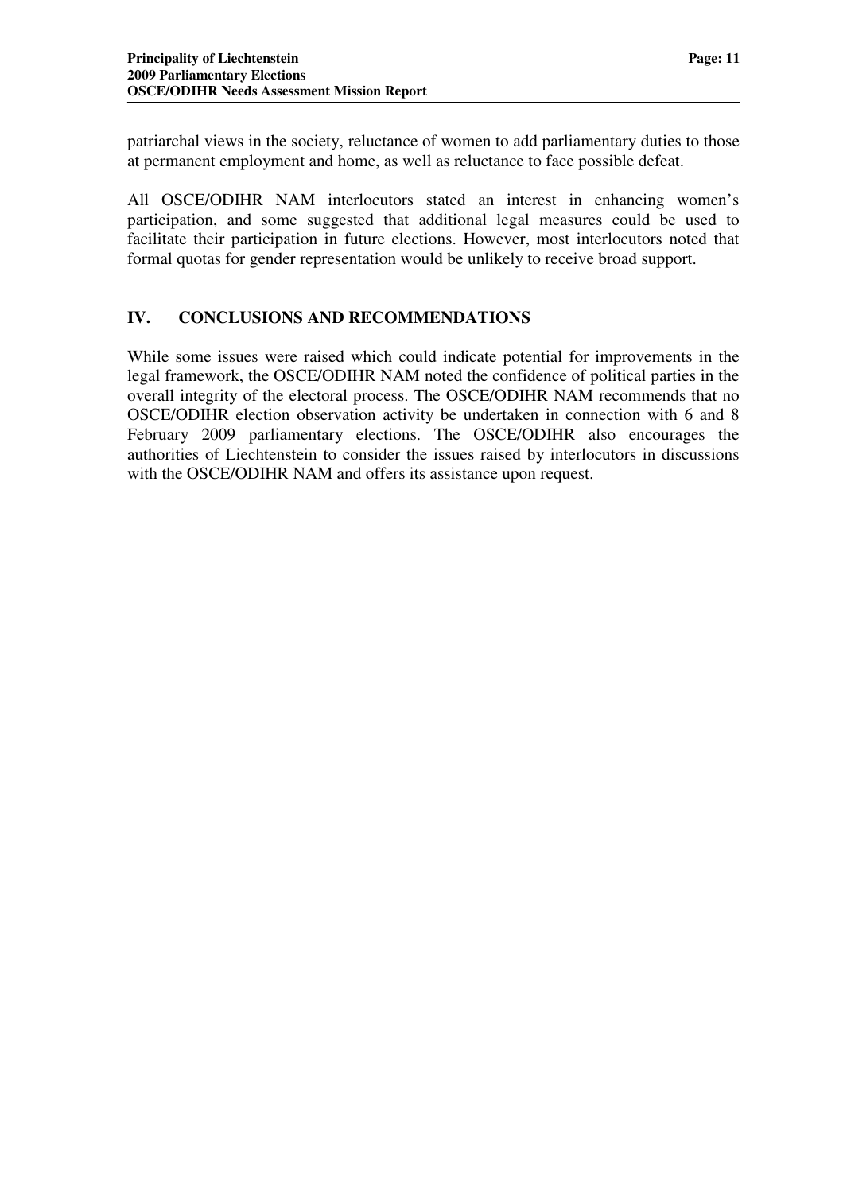patriarchal views in the society, reluctance of women to add parliamentary duties to those at permanent employment and home, as well as reluctance to face possible defeat.

All OSCE/ODIHR NAM interlocutors stated an interest in enhancing women's participation, and some suggested that additional legal measures could be used to facilitate their participation in future elections. However, most interlocutors noted that formal quotas for gender representation would be unlikely to receive broad support.

## IV. CONCLUSIONS AND RECOMMENDATIONS

While some issues were raised which could indicate potential for improvements in the legal framework, the OSCE/ODIHR NAM noted the confidence of political parties in the overall integrity of the electoral process. The OSCE/ODIHR NAM recommends that no OSCE/ODIHR election observation activity be undertaken in connection with 6 and 8 February 2009 parliamentary elections. The OSCE/ODIHR also encourages the authorities of Liechtenstein to consider the issues raised by interlocutors in discussions with the OSCE/ODIHR NAM and offers its assistance upon request.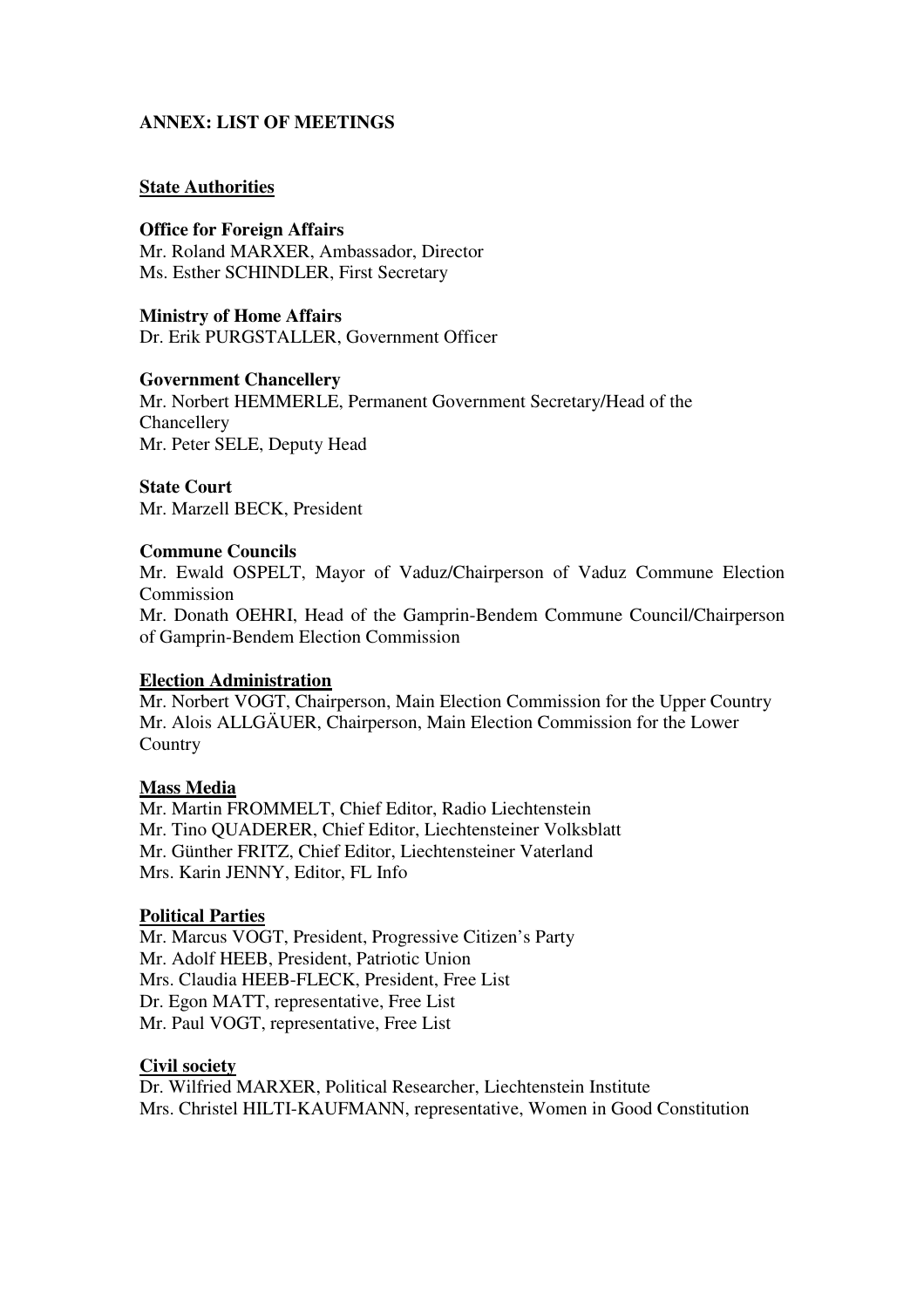**ANNEX: LIST OF MEETINGS**

**State Authorities**

**Office for Foreign Affairs**
Mr. Roland MARXER, Ambassador, Director
Ms. Esther SCHINDLER, First Secretary

**Ministry of Home Affairs**
Dr. Erik PURGSTALLER, Government Officer

**Government Chancellery**
Mr. Norbert HEMMERLE, Permanent Government Secretary/Head of the Chancellery
Mr. Peter SELE, Deputy Head

**State Court**
Mr. Marzell BECK, President

**Commune Councils**
Mr. Ewald OSPELT, Mayor of Vaduz/Chairperson of Vaduz Commune Election Commission
Mr. Donath OEHRI, Head of the Gamprin-Bendem Commune Council/Chairperson of Gamprin-Bendem Election Commission

**Election Administration**
Mr. Norbert VOGT, Chairperson, Main Election Commission for the Upper Country
Mr. Alois ALLGÄUER, Chairperson, Main Election Commission for the Lower Country

**Mass Media**
Mr. Martin FROMMELT, Chief Editor, Radio Liechtenstein
Mr. Tino QUADERER, Chief Editor, Liechtensteiner Volksblatt
Mr. Günther FRITZ, Chief Editor, Liechtensteiner Vaterland
Mrs. Karin JENNY, Editor, FL Info

**Political Parties**
Mr. Marcus VOGT, President, Progressive Citizen's Party
Mr. Adolf HEEB, President, Patriotic Union
Mrs. Claudia HEEB-FLECK, President, Free List
Dr. Egon MATT, representative, Free List
Mr. Paul VOGT, representative, Free List

**Civil society**
Dr. Wilfried MARXER, Political Researcher, Liechtenstein Institute
Mrs. Christel HILTI-KAUFMANN, representative, Women in Good Constitution